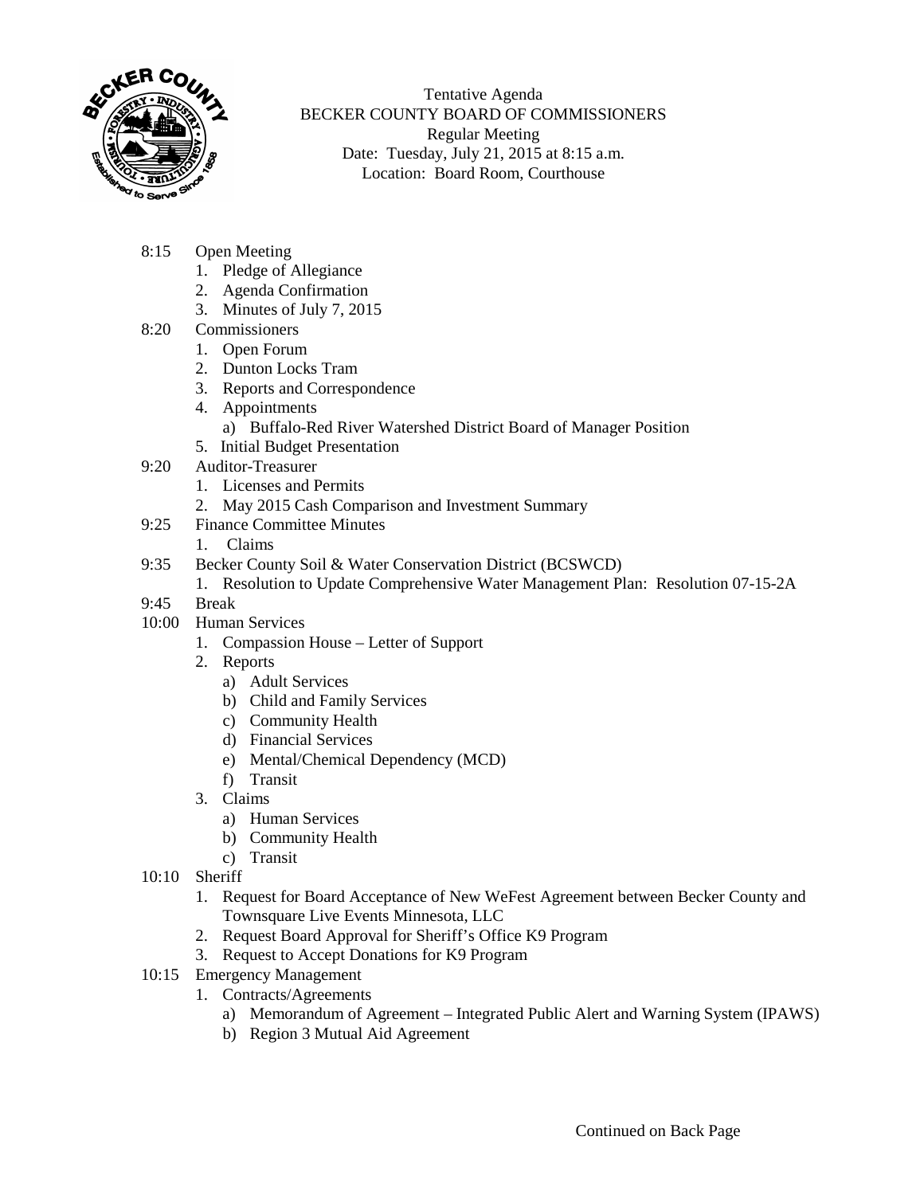Tentative Agenda
BECKER COUNTY BOARD OF COMMISSIONERS
Regular Meeting
Date: Tuesday, July 21, 2015 at 8:15 a.m.
Location: Board Room, Courthouse

8:15 Open Meeting
1. Pledge of Allegiance
2. Agenda Confirmation
3. Minutes of July 7, 2015

8:20 Commissioners
1. Open Forum
2. Dunton Locks Tram
3. Reports and Correspondence
4. Appointments
   a) Buffalo-Red River Watershed District Board of Manager Position
5. Initial Budget Presentation

9:20 Auditor-Treasurer
1. Licenses and Permits
2. May 2015 Cash Comparison and Investment Summary

9:25 Finance Committee Minutes
1. Claims

9:35 Becker County Soil & Water Conservation District (BCSWCD)
1. Resolution to Update Comprehensive Water Management Plan: Resolution 07-15-2A

9:45 Break

10:00 Human Services
1. Compassion House – Letter of Support
2. Reports
   a) Adult Services
   b) Child and Family Services
   c) Community Health
   d) Financial Services
   e) Mental/Chemical Dependency (MCD)
   f) Transit
3. Claims
   a) Human Services
   b) Community Health
   c) Transit

10:10 Sheriff
1. Request for Board Acceptance of New WeFest Agreement between Becker County and Townsquare Live Events Minnesota, LLC
2. Request Board Approval for Sheriff's Office K9 Program
3. Request to Accept Donations for K9 Program

10:15 Emergency Management
1. Contracts/Agreements
   a) Memorandum of Agreement – Integrated Public Alert and Warning System (IPAWS)
   b) Region 3 Mutual Aid Agreement

Continued on Back Page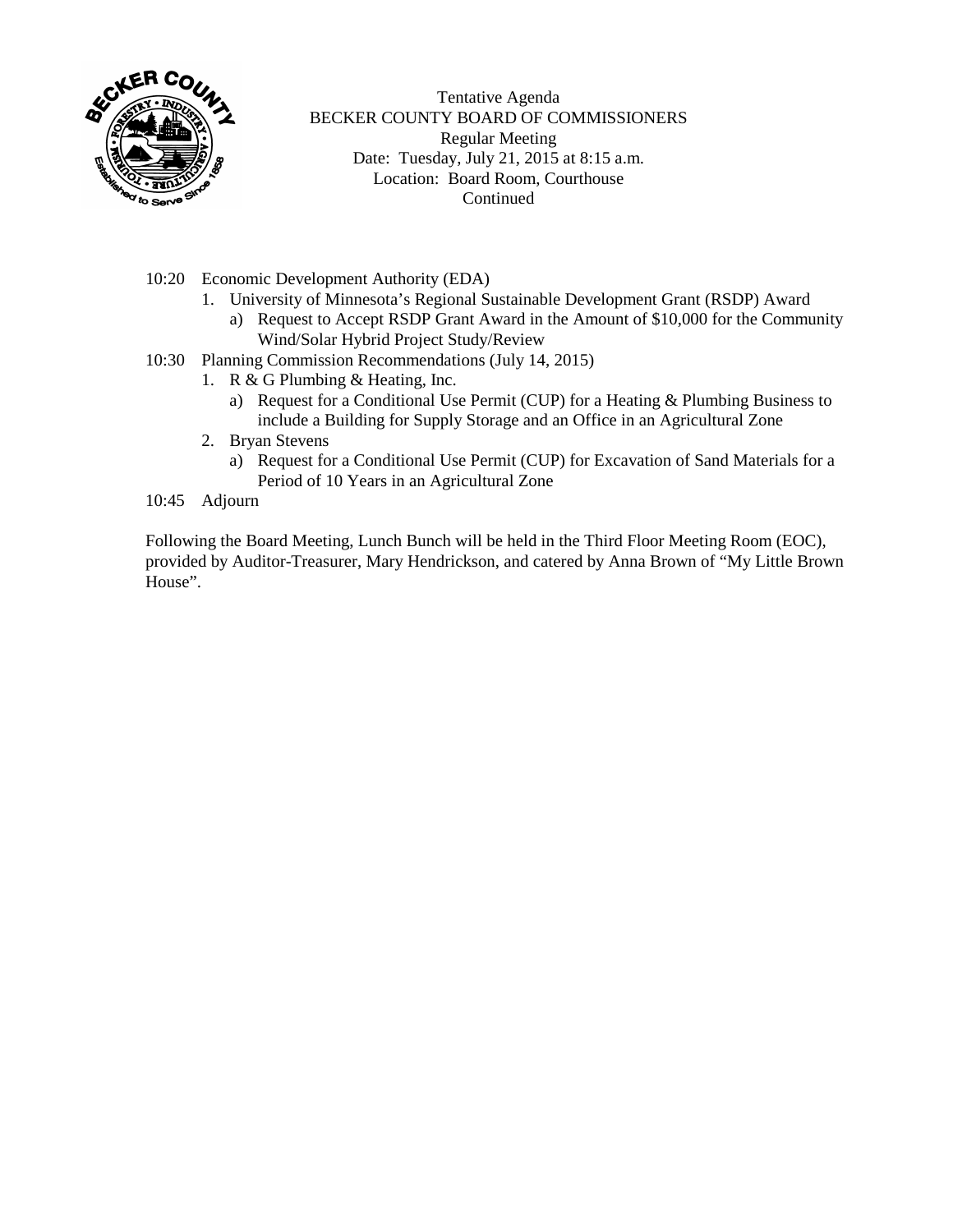Tentative Agenda
BECKER COUNTY BOARD OF COMMISSIONERS
Regular Meeting
Date: Tuesday, July 21, 2015 at 8:15 a.m.
Location: Board Room, Courthouse
Continued

10:20 Economic Development Authority (EDA)

1. University of Minnesota's Regional Sustainable Development Grant (RSDP) Award
   a) Request to Accept RSDP Grant Award in the Amount of $10,000 for the Community Wind/Solar Hybrid Project Study/Review

10:30 Planning Commission Recommendations (July 14, 2015)

1. R & G Plumbing & Heating, Inc.
   a) Request for a Conditional Use Permit (CUP) for a Heating & Plumbing Business to include a Building for Supply Storage and an Office in an Agricultural Zone
2. Bryan Stevens
   a) Request for a Conditional Use Permit (CUP) for Excavation of Sand Materials for a Period of 10 Years in an Agricultural Zone

10:45 Adjourn

Following the Board Meeting, Lunch Bunch will be held in the Third Floor Meeting Room (EOC), provided by Auditor-Treasurer, Mary Hendrickson, and catered by Anna Brown of "My Little Brown House".